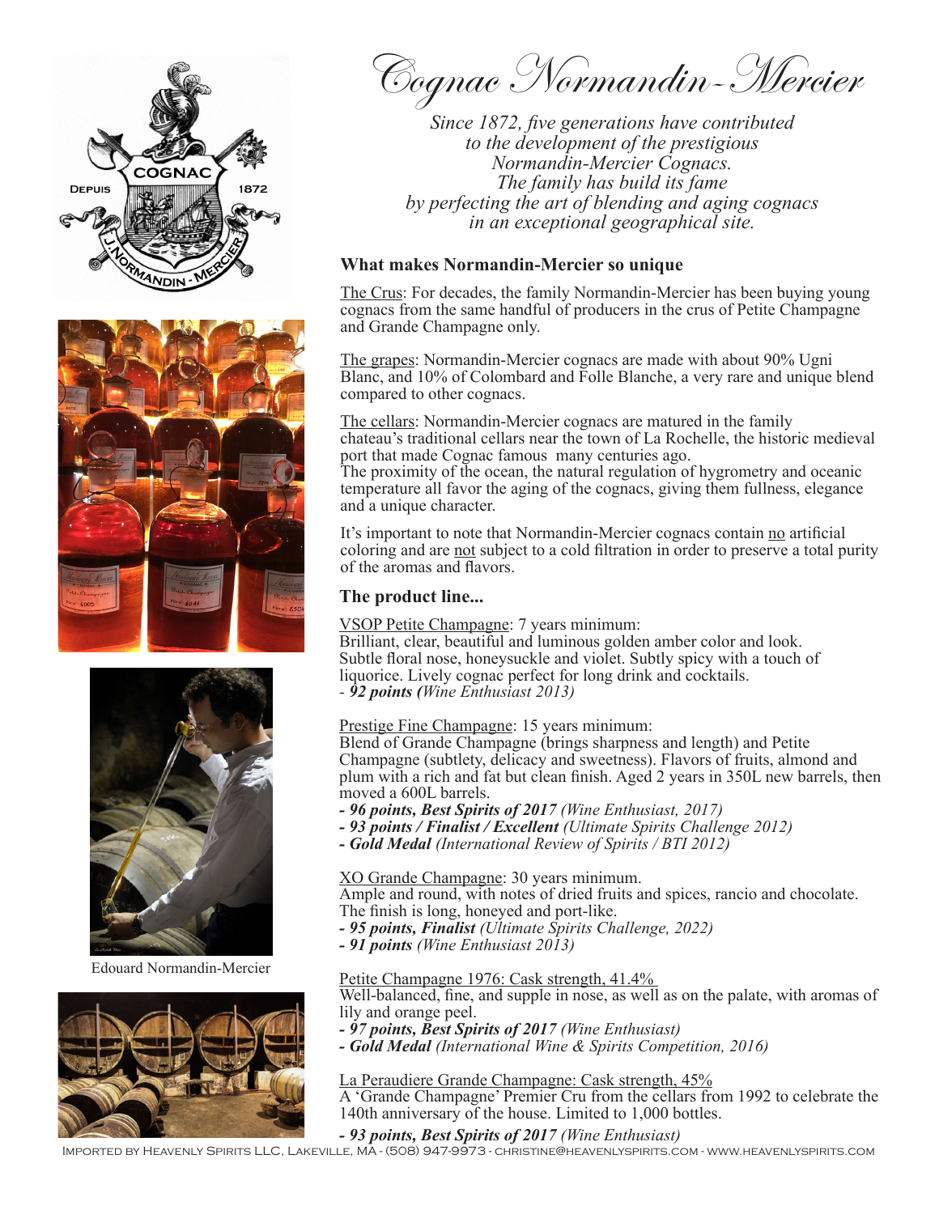# Cognac Normandin-Mercier

*Since 1872, five generations have contributed to the development of the prestigious Normandin-Mercier Cognacs. The family has build its fame by perfecting the art of blending and aging cognacs in an exceptional geographical site.*

Edouard Normandin-Mercier

## What makes Normandin-Mercier so unique

The Crus: For decades, the family Normandin-Mercier has been buying young cognacs from the same handful of producers in the crus of Petite Champagne and Grande Champagne only.

The grapes: Normandin-Mercier cognacs are made with about 90% Ugni Blanc, and 10% of Colombard and Folle Blanche, a very rare and unique blend compared to other cognacs.

The cellars: Normandin-Mercier cognacs are matured in the family chateau's traditional cellars near the town of La Rochelle, the historic medieval port that made Cognac famous many centuries ago.
The proximity of the ocean, the natural regulation of hygrometry and oceanic temperature all favor the aging of the cognacs, giving them fullness, elegance and a unique character.

It's important to note that Normandin-Mercier cognacs contain no artificial coloring and are not subject to a cold filtration in order to preserve a total purity of the aromas and flavors.

## The product line...

VSOP Petite Champagne: 7 years minimum:
Brilliant, clear, beautiful and luminous golden amber color and look. Subtle floral nose, honeysuckle and violet. Subtly spicy with a touch of liquorice. Lively cognac perfect for long drink and cocktails.
- ***92 points (****Wine Enthusiast 2013)*

Prestige Fine Champagne: 15 years minimum:
Blend of Grande Champagne (brings sharpness and length) and Petite Champagne (subtlety, delicacy and sweetness). Flavors of fruits, almond and plum with a rich and fat but clean finish. Aged 2 years in 350L new barrels, then moved a 600L barrels.
- ***96 points, Best Spirits of 2017** (Wine Enthusiast, 2017)*
- ***93 points / Finalist / Excellent** (Ultimate Spirits Challenge 2012)*
- ***Gold Medal** (International Review of Spirits / BTI 2012)*

XO Grande Champagne: 30 years minimum.
Ample and round, with notes of dried fruits and spices, rancio and chocolate. The finish is long, honeyed and port-like.
- ***95 points, Finalist** (Ultimate Spirits Challenge, 2022)*
- ***91 points** (Wine Enthusiast 2013)*

Petite Champagne 1976: Cask strength, 41.4%
Well-balanced, fine, and supple in nose, as well as on the palate, with aromas of lily and orange peel.
- ***97 points, Best Spirits of 2017** (Wine Enthusiast)*
- ***Gold Medal** (International Wine & Spirits Competition, 2016)*

La Peraudiere Grande Champagne: Cask strength, 45%
A 'Grande Champagne' Premier Cru from the cellars from 1992 to celebrate the 140th anniversary of the house. Limited to 1,000 bottles.
- ***93 points, Best Spirits of 2017** (Wine Enthusiast)*

Imported by Heavenly Spirits LLC, Lakeville, MA - (508) 947-9973 - christine@heavenlyspirits.com - www.heavenlyspirits.com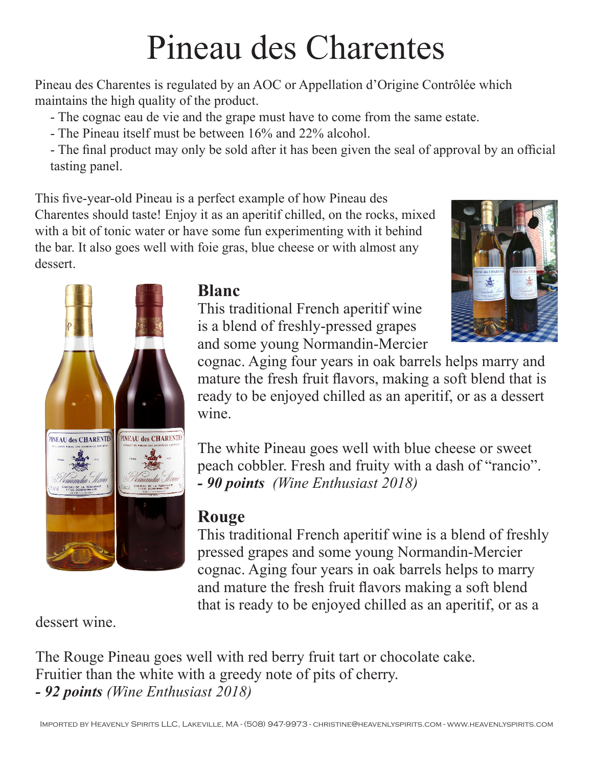# Pineau des Charentes

Pineau des Charentes is regulated by an AOC or Appellation d'Origine Contrôlée which maintains the high quality of the product.

- The cognac eau de vie and the grape must have to come from the same estate.
- The Pineau itself must be between 16% and 22% alcohol.
- The final product may only be sold after it has been given the seal of approval by an official tasting panel.

This five-year-old Pineau is a perfect example of how Pineau des Charentes should taste! Enjoy it as an aperitif chilled, on the rocks, mixed with a bit of tonic water or have some fun experimenting with it behind the bar. It also goes well with foie gras, blue cheese or with almost any dessert.

## Blanc

This traditional French aperitif wine is a blend of freshly-pressed grapes and some young Normandin-Mercier cognac. Aging four years in oak barrels helps marry and mature the fresh fruit flavors, making a soft blend that is ready to be enjoyed chilled as an aperitif, or as a dessert wine.

The white Pineau goes well with blue cheese or sweet peach cobbler. Fresh and fruity with a dash of "rancio".
***- 90 points*** *(Wine Enthusiast 2018)*

## Rouge

This traditional French aperitif wine is a blend of freshly pressed grapes and some young Normandin-Mercier cognac. Aging four years in oak barrels helps to marry and mature the fresh fruit flavors making a soft blend that is ready to be enjoyed chilled as an aperitif, or as a dessert wine.

The Rouge Pineau goes well with red berry fruit tart or chocolate cake.
Fruitier than the white with a greedy note of pits of cherry.
***- 92 points*** *(Wine Enthusiast 2018)*

Imported by Heavenly Spirits LLC, Lakeville, MA - (508) 947-9973 - christine@heavenlyspirits.com - www.heavenlyspirits.com